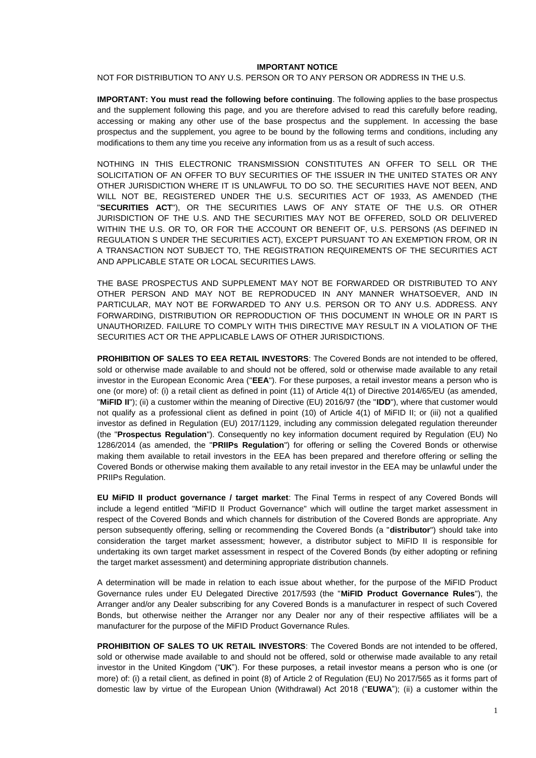# IMPORTANT NOTICE

NOT FOR DISTRIBUTION TO ANY U.S. PERSON OR TO ANY PERSON OR ADDRESS IN THE U.S.

**IMPORTANT: You must read the following before continuing**. The following applies to the base prospectus and the supplement following this page, and you are therefore advised to read this carefully before reading, accessing or making any other use of the base prospectus and the supplement. In accessing the base prospectus and the supplement, you agree to be bound by the following terms and conditions, including any modifications to them any time you receive any information from us as a result of such access.

NOTHING IN THIS ELECTRONIC TRANSMISSION CONSTITUTES AN OFFER TO SELL OR THE SOLICITATION OF AN OFFER TO BUY SECURITIES OF THE ISSUER IN THE UNITED STATES OR ANY OTHER JURISDICTION WHERE IT IS UNLAWFUL TO DO SO. THE SECURITIES HAVE NOT BEEN, AND WILL NOT BE, REGISTERED UNDER THE U.S. SECURITIES ACT OF 1933, AS AMENDED (THE "**SECURITIES ACT**"), OR THE SECURITIES LAWS OF ANY STATE OF THE U.S. OR OTHER JURISDICTION OF THE U.S. AND THE SECURITIES MAY NOT BE OFFERED, SOLD OR DELIVERED WITHIN THE U.S. OR TO, OR FOR THE ACCOUNT OR BENEFIT OF, U.S. PERSONS (AS DEFINED IN REGULATION S UNDER THE SECURITIES ACT), EXCEPT PURSUANT TO AN EXEMPTION FROM, OR IN A TRANSACTION NOT SUBJECT TO, THE REGISTRATION REQUIREMENTS OF THE SECURITIES ACT AND APPLICABLE STATE OR LOCAL SECURITIES LAWS.

THE BASE PROSPECTUS AND SUPPLEMENT MAY NOT BE FORWARDED OR DISTRIBUTED TO ANY OTHER PERSON AND MAY NOT BE REPRODUCED IN ANY MANNER WHATSOEVER, AND IN PARTICULAR, MAY NOT BE FORWARDED TO ANY U.S. PERSON OR TO ANY U.S. ADDRESS. ANY FORWARDING, DISTRIBUTION OR REPRODUCTION OF THIS DOCUMENT IN WHOLE OR IN PART IS UNAUTHORIZED. FAILURE TO COMPLY WITH THIS DIRECTIVE MAY RESULT IN A VIOLATION OF THE SECURITIES ACT OR THE APPLICABLE LAWS OF OTHER JURISDICTIONS.

**PROHIBITION OF SALES TO EEA RETAIL INVESTORS**: The Covered Bonds are not intended to be offered, sold or otherwise made available to and should not be offered, sold or otherwise made available to any retail investor in the European Economic Area ("**EEA**"). For these purposes, a retail investor means a person who is one (or more) of: (i) a retail client as defined in point (11) of Article 4(1) of Directive 2014/65/EU (as amended, "**MiFID II**"); (ii) a customer within the meaning of Directive (EU) 2016/97 (the "**IDD**"), where that customer would not qualify as a professional client as defined in point (10) of Article 4(1) of MiFID II; or (iii) not a qualified investor as defined in Regulation (EU) 2017/1129, including any commission delegated regulation thereunder (the "**Prospectus Regulation**"). Consequently no key information document required by Regulation (EU) No 1286/2014 (as amended, the "**PRIIPs Regulation**") for offering or selling the Covered Bonds or otherwise making them available to retail investors in the EEA has been prepared and therefore offering or selling the Covered Bonds or otherwise making them available to any retail investor in the EEA may be unlawful under the PRIIPs Regulation.

**EU MiFID II product governance / target market**: The Final Terms in respect of any Covered Bonds will include a legend entitled "MiFID II Product Governance" which will outline the target market assessment in respect of the Covered Bonds and which channels for distribution of the Covered Bonds are appropriate. Any person subsequently offering, selling or recommending the Covered Bonds (a "**distributor**") should take into consideration the target market assessment; however, a distributor subject to MiFID II is responsible for undertaking its own target market assessment in respect of the Covered Bonds (by either adopting or refining the target market assessment) and determining appropriate distribution channels.

A determination will be made in relation to each issue about whether, for the purpose of the MiFID Product Governance rules under EU Delegated Directive 2017/593 (the "**MiFID Product Governance Rules**"), the Arranger and/or any Dealer subscribing for any Covered Bonds is a manufacturer in respect of such Covered Bonds, but otherwise neither the Arranger nor any Dealer nor any of their respective affiliates will be a manufacturer for the purpose of the MiFID Product Governance Rules.

**PROHIBITION OF SALES TO UK RETAIL INVESTORS**: The Covered Bonds are not intended to be offered, sold or otherwise made available to and should not be offered, sold or otherwise made available to any retail investor in the United Kingdom ("**UK**"). For these purposes, a retail investor means a person who is one (or more) of: (i) a retail client, as defined in point (8) of Article 2 of Regulation (EU) No 2017/565 as it forms part of domestic law by virtue of the European Union (Withdrawal) Act 2018 ("**EUWA**"); (ii) a customer within the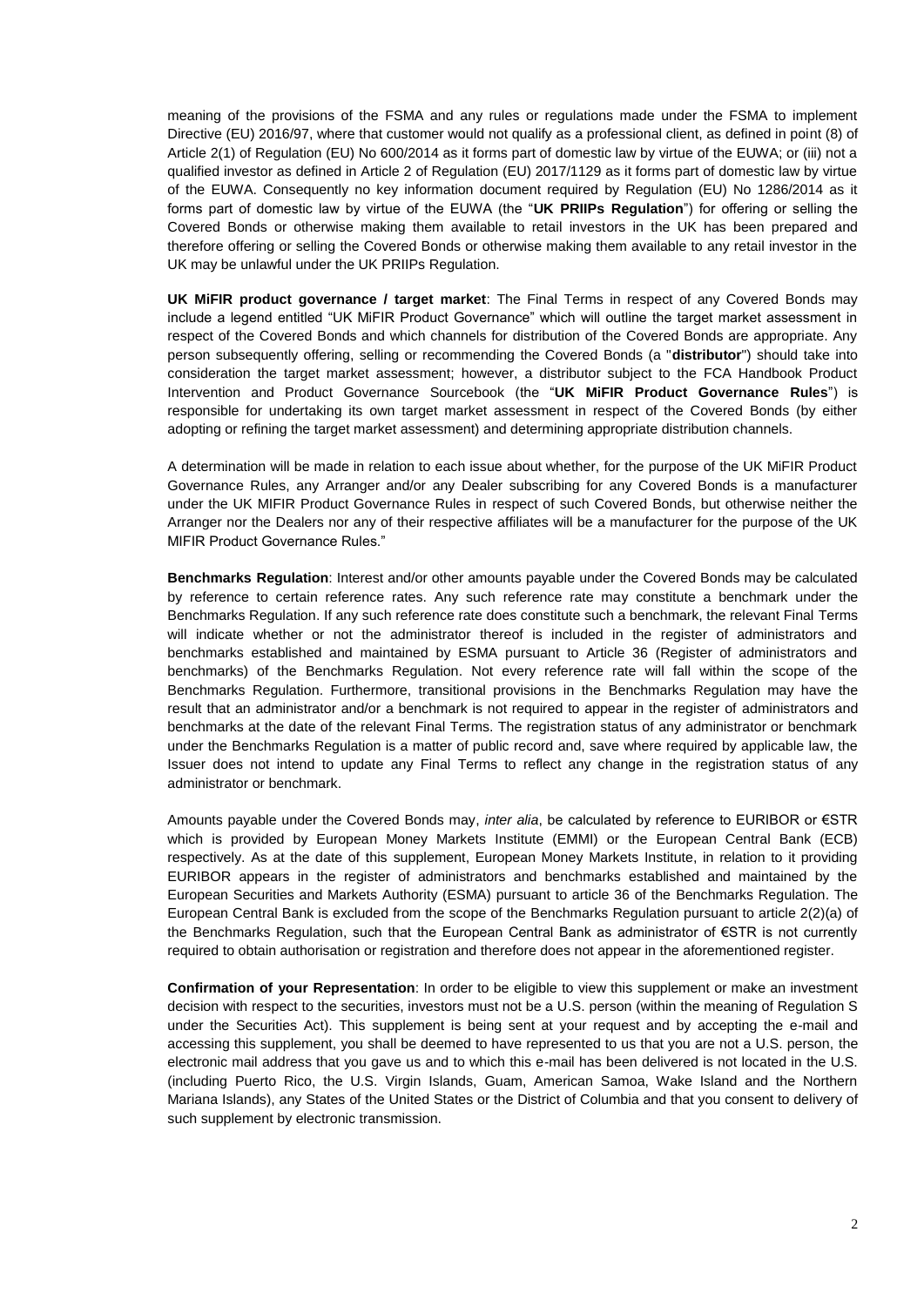meaning of the provisions of the FSMA and any rules or regulations made under the FSMA to implement Directive (EU) 2016/97, where that customer would not qualify as a professional client, as defined in point (8) of Article 2(1) of Regulation (EU) No 600/2014 as it forms part of domestic law by virtue of the EUWA; or (iii) not a qualified investor as defined in Article 2 of Regulation (EU) 2017/1129 as it forms part of domestic law by virtue of the EUWA. Consequently no key information document required by Regulation (EU) No 1286/2014 as it forms part of domestic law by virtue of the EUWA (the "**UK PRIIPs Regulation**") for offering or selling the Covered Bonds or otherwise making them available to retail investors in the UK has been prepared and therefore offering or selling the Covered Bonds or otherwise making them available to any retail investor in the UK may be unlawful under the UK PRIIPs Regulation.

**UK MiFIR product governance / target market**: The Final Terms in respect of any Covered Bonds may include a legend entitled "UK MiFIR Product Governance" which will outline the target market assessment in respect of the Covered Bonds and which channels for distribution of the Covered Bonds are appropriate. Any person subsequently offering, selling or recommending the Covered Bonds (a "**distributor**") should take into consideration the target market assessment; however, a distributor subject to the FCA Handbook Product Intervention and Product Governance Sourcebook (the "**UK MiFIR Product Governance Rules**") is responsible for undertaking its own target market assessment in respect of the Covered Bonds (by either adopting or refining the target market assessment) and determining appropriate distribution channels.

A determination will be made in relation to each issue about whether, for the purpose of the UK MiFIR Product Governance Rules, any Arranger and/or any Dealer subscribing for any Covered Bonds is a manufacturer under the UK MIFIR Product Governance Rules in respect of such Covered Bonds, but otherwise neither the Arranger nor the Dealers nor any of their respective affiliates will be a manufacturer for the purpose of the UK MIFIR Product Governance Rules."

**Benchmarks Regulation**: Interest and/or other amounts payable under the Covered Bonds may be calculated by reference to certain reference rates. Any such reference rate may constitute a benchmark under the Benchmarks Regulation. If any such reference rate does constitute such a benchmark, the relevant Final Terms will indicate whether or not the administrator thereof is included in the register of administrators and benchmarks established and maintained by ESMA pursuant to Article 36 (Register of administrators and benchmarks) of the Benchmarks Regulation. Not every reference rate will fall within the scope of the Benchmarks Regulation. Furthermore, transitional provisions in the Benchmarks Regulation may have the result that an administrator and/or a benchmark is not required to appear in the register of administrators and benchmarks at the date of the relevant Final Terms. The registration status of any administrator or benchmark under the Benchmarks Regulation is a matter of public record and, save where required by applicable law, the Issuer does not intend to update any Final Terms to reflect any change in the registration status of any administrator or benchmark.

Amounts payable under the Covered Bonds may, *inter alia*, be calculated by reference to EURIBOR or €STR which is provided by European Money Markets Institute (EMMI) or the European Central Bank (ECB) respectively. As at the date of this supplement, European Money Markets Institute, in relation to it providing EURIBOR appears in the register of administrators and benchmarks established and maintained by the European Securities and Markets Authority (ESMA) pursuant to article 36 of the Benchmarks Regulation. The European Central Bank is excluded from the scope of the Benchmarks Regulation pursuant to article 2(2)(a) of the Benchmarks Regulation, such that the European Central Bank as administrator of €STR is not currently required to obtain authorisation or registration and therefore does not appear in the aforementioned register.

**Confirmation of your Representation**: In order to be eligible to view this supplement or make an investment decision with respect to the securities, investors must not be a U.S. person (within the meaning of Regulation S under the Securities Act). This supplement is being sent at your request and by accepting the e-mail and accessing this supplement, you shall be deemed to have represented to us that you are not a U.S. person, the electronic mail address that you gave us and to which this e-mail has been delivered is not located in the U.S. (including Puerto Rico, the U.S. Virgin Islands, Guam, American Samoa, Wake Island and the Northern Mariana Islands), any States of the United States or the District of Columbia and that you consent to delivery of such supplement by electronic transmission.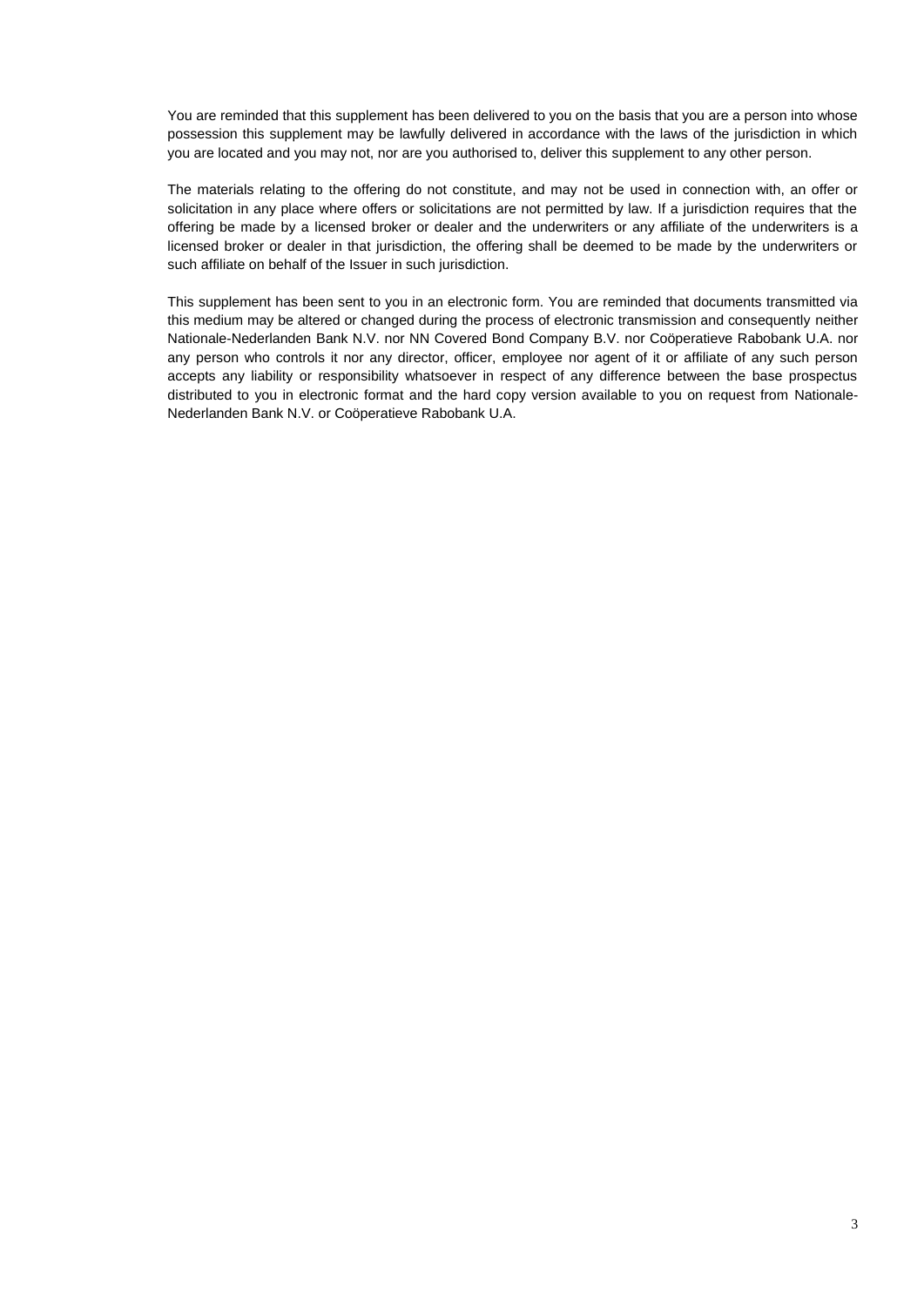You are reminded that this supplement has been delivered to you on the basis that you are a person into whose possession this supplement may be lawfully delivered in accordance with the laws of the jurisdiction in which you are located and you may not, nor are you authorised to, deliver this supplement to any other person.

The materials relating to the offering do not constitute, and may not be used in connection with, an offer or solicitation in any place where offers or solicitations are not permitted by law. If a jurisdiction requires that the offering be made by a licensed broker or dealer and the underwriters or any affiliate of the underwriters is a licensed broker or dealer in that jurisdiction, the offering shall be deemed to be made by the underwriters or such affiliate on behalf of the Issuer in such jurisdiction.

This supplement has been sent to you in an electronic form. You are reminded that documents transmitted via this medium may be altered or changed during the process of electronic transmission and consequently neither Nationale-Nederlanden Bank N.V. nor NN Covered Bond Company B.V. nor Coöperatieve Rabobank U.A. nor any person who controls it nor any director, officer, employee nor agent of it or affiliate of any such person accepts any liability or responsibility whatsoever in respect of any difference between the base prospectus distributed to you in electronic format and the hard copy version available to you on request from Nationale-Nederlanden Bank N.V. or Coöperatieve Rabobank U.A.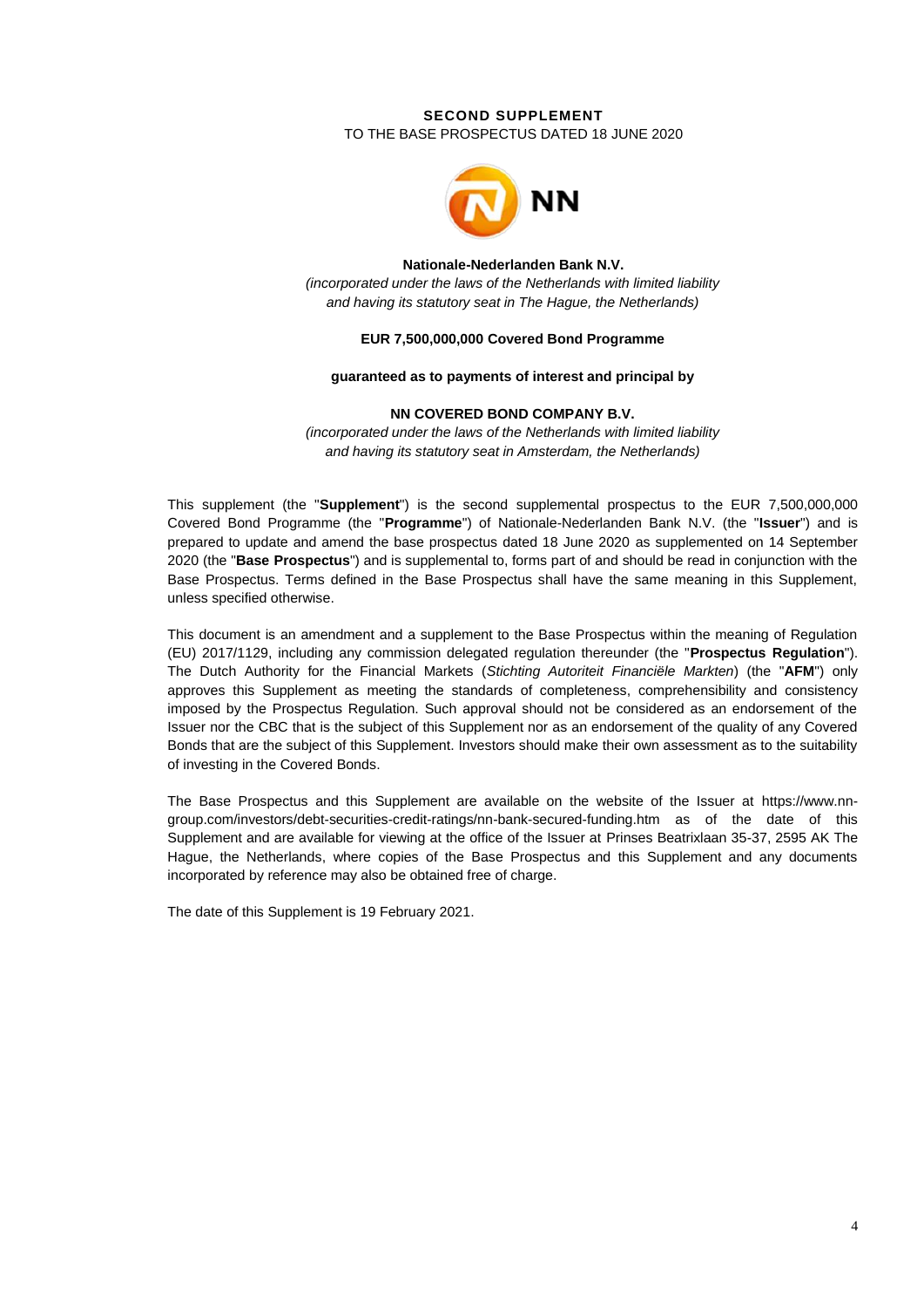**SECOND SUPPLEMENT**

TO THE BASE PROSPECTUS DATED 18 JUNE 2020

**Nationale-Nederlanden Bank N.V.**

*(incorporated under the laws of the Netherlands with limited liability and having its statutory seat in The Hague, the Netherlands)*

**EUR 7,500,000,000 Covered Bond Programme**

**guaranteed as to payments of interest and principal by**

**NN COVERED BOND COMPANY B.V.**

*(incorporated under the laws of the Netherlands with limited liability and having its statutory seat in Amsterdam, the Netherlands)*

This supplement (the "**Supplement**") is the second supplemental prospectus to the EUR 7,500,000,000 Covered Bond Programme (the "**Programme**") of Nationale-Nederlanden Bank N.V. (the "**Issuer**") and is prepared to update and amend the base prospectus dated 18 June 2020 as supplemented on 14 September 2020 (the "**Base Prospectus**") and is supplemental to, forms part of and should be read in conjunction with the Base Prospectus. Terms defined in the Base Prospectus shall have the same meaning in this Supplement, unless specified otherwise.

This document is an amendment and a supplement to the Base Prospectus within the meaning of Regulation (EU) 2017/1129, including any commission delegated regulation thereunder (the "**Prospectus Regulation**"). The Dutch Authority for the Financial Markets (*Stichting Autoriteit Financiële Markten*) (the "**AFM**") only approves this Supplement as meeting the standards of completeness, comprehensibility and consistency imposed by the Prospectus Regulation. Such approval should not be considered as an endorsement of the Issuer nor the CBC that is the subject of this Supplement nor as an endorsement of the quality of any Covered Bonds that are the subject of this Supplement. Investors should make their own assessment as to the suitability of investing in the Covered Bonds.

The Base Prospectus and this Supplement are available on the website of the Issuer at https://www.nn-group.com/investors/debt-securities-credit-ratings/nn-bank-secured-funding.htm as of the date of this Supplement and are available for viewing at the office of the Issuer at Prinses Beatrixlaan 35-37, 2595 AK The Hague, the Netherlands, where copies of the Base Prospectus and this Supplement and any documents incorporated by reference may also be obtained free of charge.

The date of this Supplement is 19 February 2021.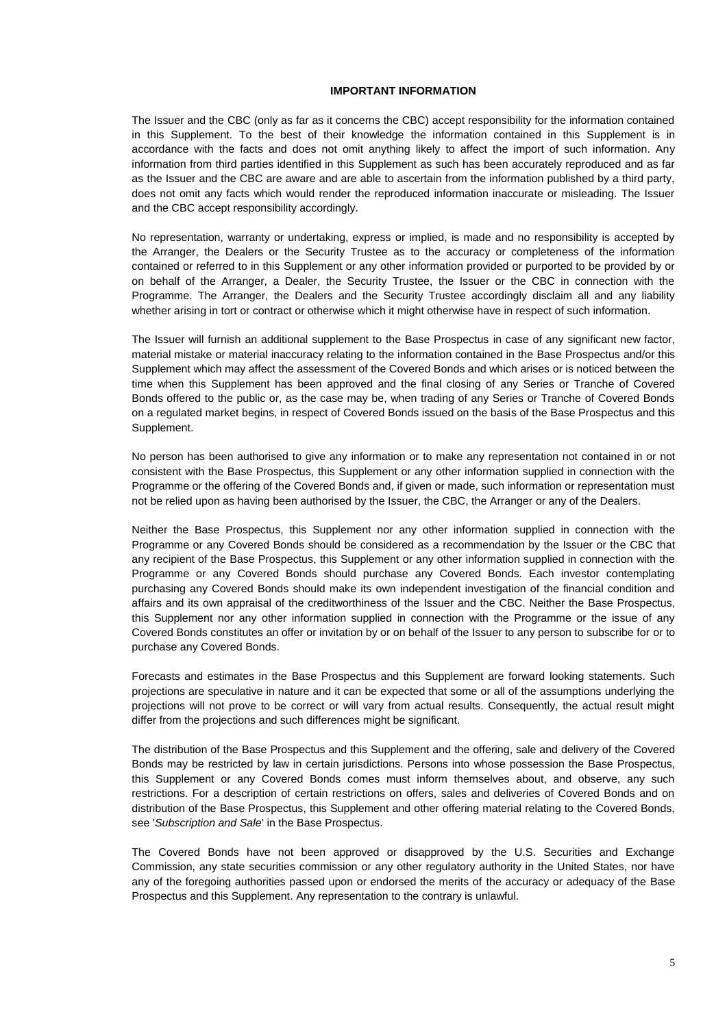## IMPORTANT INFORMATION

The Issuer and the CBC (only as far as it concerns the CBC) accept responsibility for the information contained in this Supplement. To the best of their knowledge the information contained in this Supplement is in accordance with the facts and does not omit anything likely to affect the import of such information. Any information from third parties identified in this Supplement as such has been accurately reproduced and as far as the Issuer and the CBC are aware and are able to ascertain from the information published by a third party, does not omit any facts which would render the reproduced information inaccurate or misleading. The Issuer and the CBC accept responsibility accordingly.

No representation, warranty or undertaking, express or implied, is made and no responsibility is accepted by the Arranger, the Dealers or the Security Trustee as to the accuracy or completeness of the information contained or referred to in this Supplement or any other information provided or purported to be provided by or on behalf of the Arranger, a Dealer, the Security Trustee, the Issuer or the CBC in connection with the Programme. The Arranger, the Dealers and the Security Trustee accordingly disclaim all and any liability whether arising in tort or contract or otherwise which it might otherwise have in respect of such information.

The Issuer will furnish an additional supplement to the Base Prospectus in case of any significant new factor, material mistake or material inaccuracy relating to the information contained in the Base Prospectus and/or this Supplement which may affect the assessment of the Covered Bonds and which arises or is noticed between the time when this Supplement has been approved and the final closing of any Series or Tranche of Covered Bonds offered to the public or, as the case may be, when trading of any Series or Tranche of Covered Bonds on a regulated market begins, in respect of Covered Bonds issued on the basis of the Base Prospectus and this Supplement.

No person has been authorised to give any information or to make any representation not contained in or not consistent with the Base Prospectus, this Supplement or any other information supplied in connection with the Programme or the offering of the Covered Bonds and, if given or made, such information or representation must not be relied upon as having been authorised by the Issuer, the CBC, the Arranger or any of the Dealers.

Neither the Base Prospectus, this Supplement nor any other information supplied in connection with the Programme or any Covered Bonds should be considered as a recommendation by the Issuer or the CBC that any recipient of the Base Prospectus, this Supplement or any other information supplied in connection with the Programme or any Covered Bonds should purchase any Covered Bonds. Each investor contemplating purchasing any Covered Bonds should make its own independent investigation of the financial condition and affairs and its own appraisal of the creditworthiness of the Issuer and the CBC. Neither the Base Prospectus, this Supplement nor any other information supplied in connection with the Programme or the issue of any Covered Bonds constitutes an offer or invitation by or on behalf of the Issuer to any person to subscribe for or to purchase any Covered Bonds.

Forecasts and estimates in the Base Prospectus and this Supplement are forward looking statements. Such projections are speculative in nature and it can be expected that some or all of the assumptions underlying the projections will not prove to be correct or will vary from actual results. Consequently, the actual result might differ from the projections and such differences might be significant.

The distribution of the Base Prospectus and this Supplement and the offering, sale and delivery of the Covered Bonds may be restricted by law in certain jurisdictions. Persons into whose possession the Base Prospectus, this Supplement or any Covered Bonds comes must inform themselves about, and observe, any such restrictions. For a description of certain restrictions on offers, sales and deliveries of Covered Bonds and on distribution of the Base Prospectus, this Supplement and other offering material relating to the Covered Bonds, see '*Subscription and Sale*' in the Base Prospectus.

The Covered Bonds have not been approved or disapproved by the U.S. Securities and Exchange Commission, any state securities commission or any other regulatory authority in the United States, nor have any of the foregoing authorities passed upon or endorsed the merits of the accuracy or adequacy of the Base Prospectus and this Supplement. Any representation to the contrary is unlawful.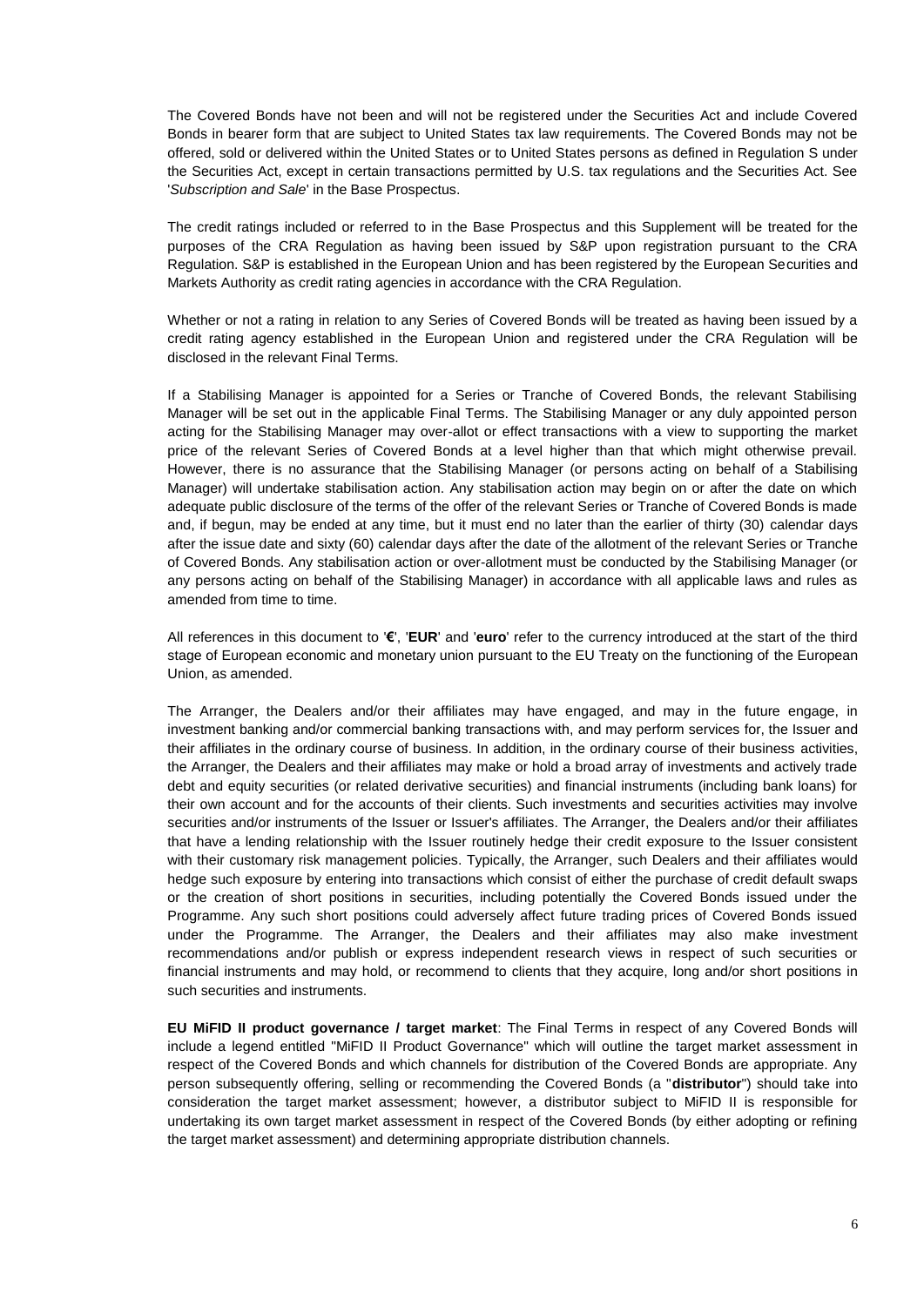The Covered Bonds have not been and will not be registered under the Securities Act and include Covered Bonds in bearer form that are subject to United States tax law requirements. The Covered Bonds may not be offered, sold or delivered within the United States or to United States persons as defined in Regulation S under the Securities Act, except in certain transactions permitted by U.S. tax regulations and the Securities Act. See '*Subscription and Sale*' in the Base Prospectus.

The credit ratings included or referred to in the Base Prospectus and this Supplement will be treated for the purposes of the CRA Regulation as having been issued by S&P upon registration pursuant to the CRA Regulation. S&P is established in the European Union and has been registered by the European Securities and Markets Authority as credit rating agencies in accordance with the CRA Regulation.

Whether or not a rating in relation to any Series of Covered Bonds will be treated as having been issued by a credit rating agency established in the European Union and registered under the CRA Regulation will be disclosed in the relevant Final Terms.

If a Stabilising Manager is appointed for a Series or Tranche of Covered Bonds, the relevant Stabilising Manager will be set out in the applicable Final Terms. The Stabilising Manager or any duly appointed person acting for the Stabilising Manager may over-allot or effect transactions with a view to supporting the market price of the relevant Series of Covered Bonds at a level higher than that which might otherwise prevail. However, there is no assurance that the Stabilising Manager (or persons acting on behalf of a Stabilising Manager) will undertake stabilisation action. Any stabilisation action may begin on or after the date on which adequate public disclosure of the terms of the offer of the relevant Series or Tranche of Covered Bonds is made and, if begun, may be ended at any time, but it must end no later than the earlier of thirty (30) calendar days after the issue date and sixty (60) calendar days after the date of the allotment of the relevant Series or Tranche of Covered Bonds. Any stabilisation action or over-allotment must be conducted by the Stabilising Manager (or any persons acting on behalf of the Stabilising Manager) in accordance with all applicable laws and rules as amended from time to time.

All references in this document to '**€**', '**EUR**' and '**euro**' refer to the currency introduced at the start of the third stage of European economic and monetary union pursuant to the EU Treaty on the functioning of the European Union, as amended.

The Arranger, the Dealers and/or their affiliates may have engaged, and may in the future engage, in investment banking and/or commercial banking transactions with, and may perform services for, the Issuer and their affiliates in the ordinary course of business. In addition, in the ordinary course of their business activities, the Arranger, the Dealers and their affiliates may make or hold a broad array of investments and actively trade debt and equity securities (or related derivative securities) and financial instruments (including bank loans) for their own account and for the accounts of their clients. Such investments and securities activities may involve securities and/or instruments of the Issuer or Issuer's affiliates. The Arranger, the Dealers and/or their affiliates that have a lending relationship with the Issuer routinely hedge their credit exposure to the Issuer consistent with their customary risk management policies. Typically, the Arranger, such Dealers and their affiliates would hedge such exposure by entering into transactions which consist of either the purchase of credit default swaps or the creation of short positions in securities, including potentially the Covered Bonds issued under the Programme. Any such short positions could adversely affect future trading prices of Covered Bonds issued under the Programme. The Arranger, the Dealers and their affiliates may also make investment recommendations and/or publish or express independent research views in respect of such securities or financial instruments and may hold, or recommend to clients that they acquire, long and/or short positions in such securities and instruments.

**EU MiFID II product governance / target market**: The Final Terms in respect of any Covered Bonds will include a legend entitled "MiFID II Product Governance" which will outline the target market assessment in respect of the Covered Bonds and which channels for distribution of the Covered Bonds are appropriate. Any person subsequently offering, selling or recommending the Covered Bonds (a "**distributor**") should take into consideration the target market assessment; however, a distributor subject to MiFID II is responsible for undertaking its own target market assessment in respect of the Covered Bonds (by either adopting or refining the target market assessment) and determining appropriate distribution channels.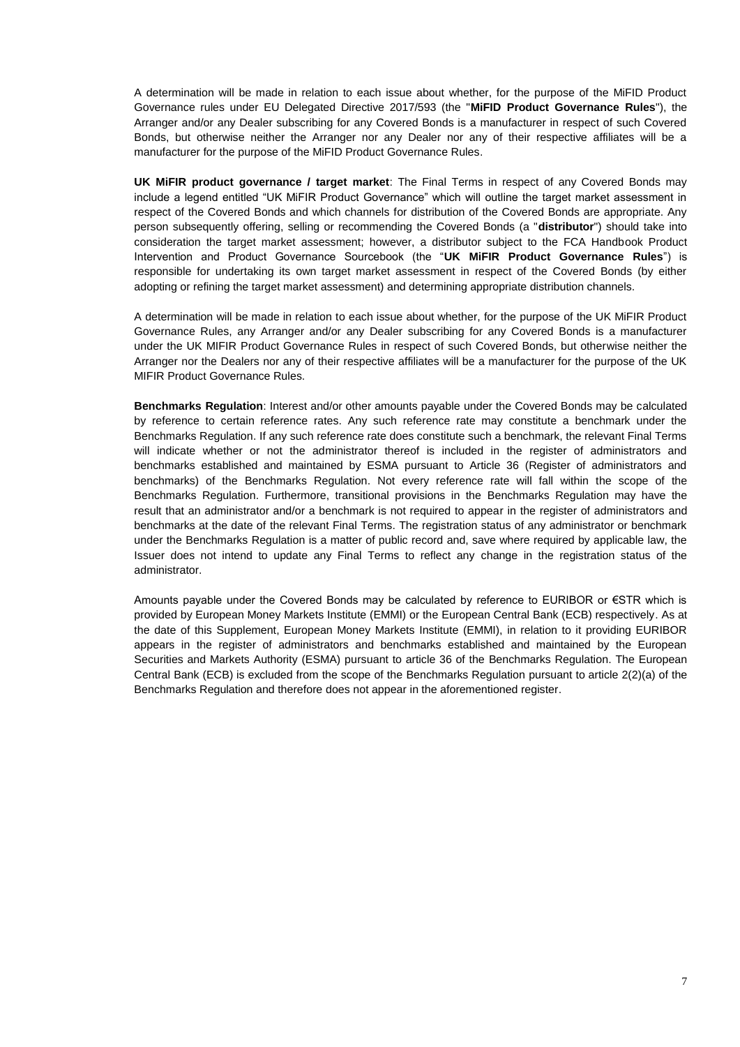A determination will be made in relation to each issue about whether, for the purpose of the MiFID Product Governance rules under EU Delegated Directive 2017/593 (the "**MiFID Product Governance Rules**"), the Arranger and/or any Dealer subscribing for any Covered Bonds is a manufacturer in respect of such Covered Bonds, but otherwise neither the Arranger nor any Dealer nor any of their respective affiliates will be a manufacturer for the purpose of the MiFID Product Governance Rules.

**UK MiFIR product governance / target market**: The Final Terms in respect of any Covered Bonds may include a legend entitled "UK MiFIR Product Governance" which will outline the target market assessment in respect of the Covered Bonds and which channels for distribution of the Covered Bonds are appropriate. Any person subsequently offering, selling or recommending the Covered Bonds (a "**distributor**") should take into consideration the target market assessment; however, a distributor subject to the FCA Handbook Product Intervention and Product Governance Sourcebook (the "**UK MiFIR Product Governance Rules**") is responsible for undertaking its own target market assessment in respect of the Covered Bonds (by either adopting or refining the target market assessment) and determining appropriate distribution channels.

A determination will be made in relation to each issue about whether, for the purpose of the UK MiFIR Product Governance Rules, any Arranger and/or any Dealer subscribing for any Covered Bonds is a manufacturer under the UK MIFIR Product Governance Rules in respect of such Covered Bonds, but otherwise neither the Arranger nor the Dealers nor any of their respective affiliates will be a manufacturer for the purpose of the UK MIFIR Product Governance Rules.

**Benchmarks Regulation**: Interest and/or other amounts payable under the Covered Bonds may be calculated by reference to certain reference rates. Any such reference rate may constitute a benchmark under the Benchmarks Regulation. If any such reference rate does constitute such a benchmark, the relevant Final Terms will indicate whether or not the administrator thereof is included in the register of administrators and benchmarks established and maintained by ESMA pursuant to Article 36 (Register of administrators and benchmarks) of the Benchmarks Regulation. Not every reference rate will fall within the scope of the Benchmarks Regulation. Furthermore, transitional provisions in the Benchmarks Regulation may have the result that an administrator and/or a benchmark is not required to appear in the register of administrators and benchmarks at the date of the relevant Final Terms. The registration status of any administrator or benchmark under the Benchmarks Regulation is a matter of public record and, save where required by applicable law, the Issuer does not intend to update any Final Terms to reflect any change in the registration status of the administrator.

Amounts payable under the Covered Bonds may be calculated by reference to EURIBOR or €STR which is provided by European Money Markets Institute (EMMI) or the European Central Bank (ECB) respectively. As at the date of this Supplement, European Money Markets Institute (EMMI), in relation to it providing EURIBOR appears in the register of administrators and benchmarks established and maintained by the European Securities and Markets Authority (ESMA) pursuant to article 36 of the Benchmarks Regulation. The European Central Bank (ECB) is excluded from the scope of the Benchmarks Regulation pursuant to article 2(2)(a) of the Benchmarks Regulation and therefore does not appear in the aforementioned register.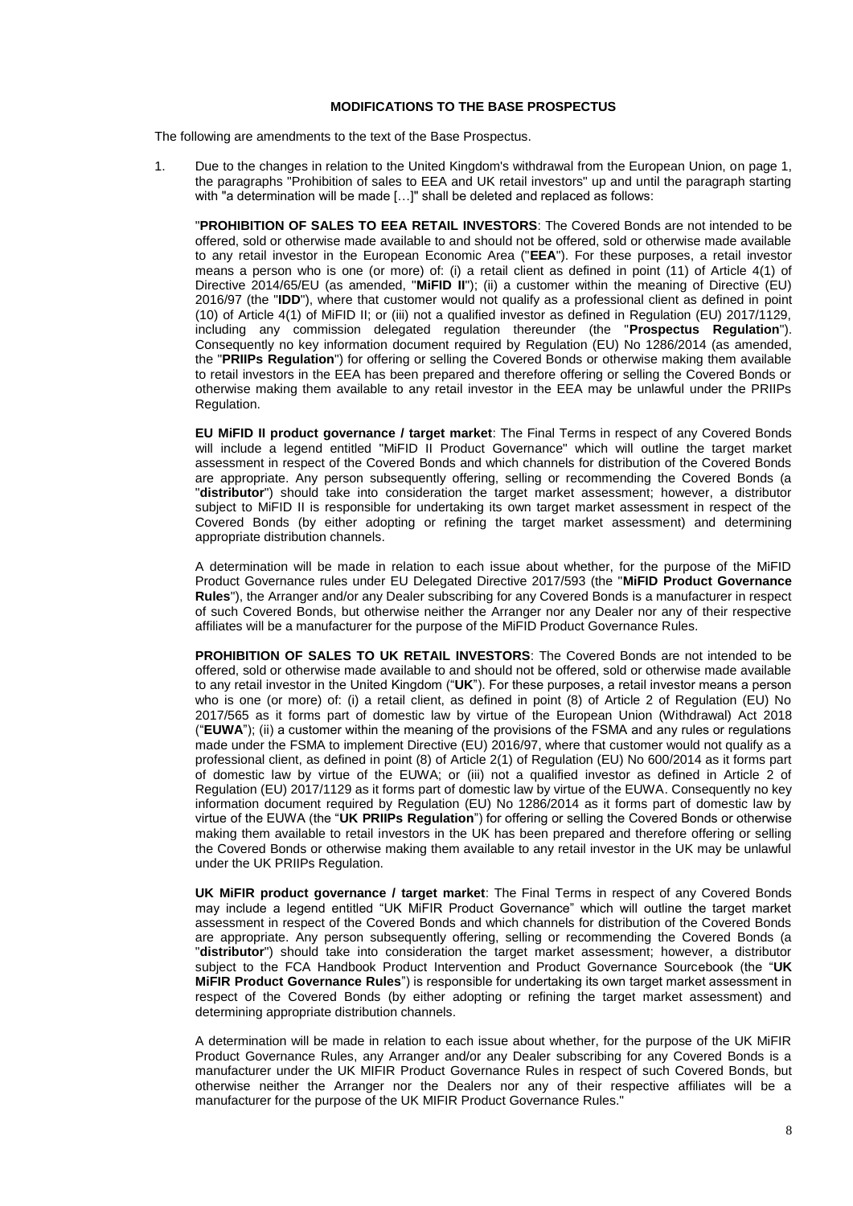## MODIFICATIONS TO THE BASE PROSPECTUS

The following are amendments to the text of the Base Prospectus.

1. Due to the changes in relation to the United Kingdom's withdrawal from the European Union, on page 1, the paragraphs "Prohibition of sales to EEA and UK retail investors" up and until the paragraph starting with "a determination will be made […]" shall be deleted and replaced as follows:

   "**PROHIBITION OF SALES TO EEA RETAIL INVESTORS**: The Covered Bonds are not intended to be offered, sold or otherwise made available to and should not be offered, sold or otherwise made available to any retail investor in the European Economic Area ("**EEA**"). For these purposes, a retail investor means a person who is one (or more) of: (i) a retail client as defined in point (11) of Article 4(1) of Directive 2014/65/EU (as amended, "**MiFID II**"); (ii) a customer within the meaning of Directive (EU) 2016/97 (the "**IDD**"), where that customer would not qualify as a professional client as defined in point (10) of Article 4(1) of MiFID II; or (iii) not a qualified investor as defined in Regulation (EU) 2017/1129, including any commission delegated regulation thereunder (the "**Prospectus Regulation**"). Consequently no key information document required by Regulation (EU) No 1286/2014 (as amended, the "**PRIIPs Regulation**") for offering or selling the Covered Bonds or otherwise making them available to retail investors in the EEA has been prepared and therefore offering or selling the Covered Bonds or otherwise making them available to any retail investor in the EEA may be unlawful under the PRIIPs Regulation.

   **EU MiFID II product governance / target market**: The Final Terms in respect of any Covered Bonds will include a legend entitled "MiFID II Product Governance" which will outline the target market assessment in respect of the Covered Bonds and which channels for distribution of the Covered Bonds are appropriate. Any person subsequently offering, selling or recommending the Covered Bonds (a "**distributor**") should take into consideration the target market assessment; however, a distributor subject to MiFID II is responsible for undertaking its own target market assessment in respect of the Covered Bonds (by either adopting or refining the target market assessment) and determining appropriate distribution channels.

   A determination will be made in relation to each issue about whether, for the purpose of the MiFID Product Governance rules under EU Delegated Directive 2017/593 (the "**MiFID Product Governance Rules**"), the Arranger and/or any Dealer subscribing for any Covered Bonds is a manufacturer in respect of such Covered Bonds, but otherwise neither the Arranger nor any Dealer nor any of their respective affiliates will be a manufacturer for the purpose of the MiFID Product Governance Rules.

   **PROHIBITION OF SALES TO UK RETAIL INVESTORS**: The Covered Bonds are not intended to be offered, sold or otherwise made available to and should not be offered, sold or otherwise made available to any retail investor in the United Kingdom ("**UK**"). For these purposes, a retail investor means a person who is one (or more) of: (i) a retail client, as defined in point (8) of Article 2 of Regulation (EU) No 2017/565 as it forms part of domestic law by virtue of the European Union (Withdrawal) Act 2018 ("**EUWA**"); (ii) a customer within the meaning of the provisions of the FSMA and any rules or regulations made under the FSMA to implement Directive (EU) 2016/97, where that customer would not qualify as a professional client, as defined in point (8) of Article 2(1) of Regulation (EU) No 600/2014 as it forms part of domestic law by virtue of the EUWA; or (iii) not a qualified investor as defined in Article 2 of Regulation (EU) 2017/1129 as it forms part of domestic law by virtue of the EUWA. Consequently no key information document required by Regulation (EU) No 1286/2014 as it forms part of domestic law by virtue of the EUWA (the "**UK PRIIPs Regulation**") for offering or selling the Covered Bonds or otherwise making them available to retail investors in the UK has been prepared and therefore offering or selling the Covered Bonds or otherwise making them available to any retail investor in the UK may be unlawful under the UK PRIIPs Regulation.

   **UK MiFIR product governance / target market**: The Final Terms in respect of any Covered Bonds may include a legend entitled "UK MiFIR Product Governance" which will outline the target market assessment in respect of the Covered Bonds and which channels for distribution of the Covered Bonds are appropriate. Any person subsequently offering, selling or recommending the Covered Bonds (a "**distributor**") should take into consideration the target market assessment; however, a distributor subject to the FCA Handbook Product Intervention and Product Governance Sourcebook (the "**UK MiFIR Product Governance Rules**") is responsible for undertaking its own target market assessment in respect of the Covered Bonds (by either adopting or refining the target market assessment) and determining appropriate distribution channels.

   A determination will be made in relation to each issue about whether, for the purpose of the UK MiFIR Product Governance Rules, any Arranger and/or any Dealer subscribing for any Covered Bonds is a manufacturer under the UK MIFIR Product Governance Rules in respect of such Covered Bonds, but otherwise neither the Arranger nor the Dealers nor any of their respective affiliates will be a manufacturer for the purpose of the UK MIFIR Product Governance Rules."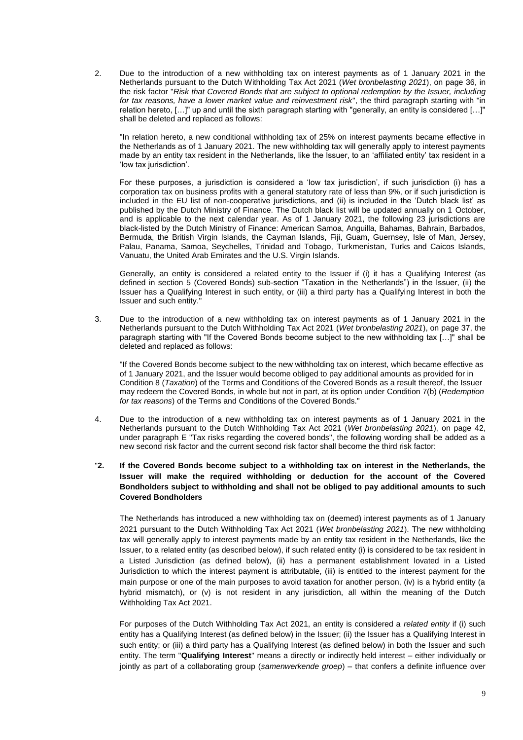2. Due to the introduction of a new withholding tax on interest payments as of 1 January 2021 in the Netherlands pursuant to the Dutch Withholding Tax Act 2021 (*Wet bronbelasting 2021*), on page 36, in the risk factor "*Risk that Covered Bonds that are subject to optional redemption by the Issuer, including for tax reasons, have a lower market value and reinvestment risk*", the third paragraph starting with "in relation hereto, […]" up and until the sixth paragraph starting with "generally, an entity is considered […]" shall be deleted and replaced as follows:

   "In relation hereto, a new conditional withholding tax of 25% on interest payments became effective in the Netherlands as of 1 January 2021. The new withholding tax will generally apply to interest payments made by an entity tax resident in the Netherlands, like the Issuer, to an 'affiliated entity' tax resident in a 'low tax jurisdiction'.

   For these purposes, a jurisdiction is considered a 'low tax jurisdiction', if such jurisdiction (i) has a corporation tax on business profits with a general statutory rate of less than 9%, or if such jurisdiction is included in the EU list of non-cooperative jurisdictions, and (ii) is included in the 'Dutch black list' as published by the Dutch Ministry of Finance. The Dutch black list will be updated annually on 1 October, and is applicable to the next calendar year. As of 1 January 2021, the following 23 jurisdictions are black-listed by the Dutch Ministry of Finance: American Samoa, Anguilla, Bahamas, Bahrain, Barbados, Bermuda, the British Virgin Islands, the Cayman Islands, Fiji, Guam, Guernsey, Isle of Man, Jersey, Palau, Panama, Samoa, Seychelles, Trinidad and Tobago, Turkmenistan, Turks and Caicos Islands, Vanuatu, the United Arab Emirates and the U.S. Virgin Islands.

   Generally, an entity is considered a related entity to the Issuer if (i) it has a Qualifying Interest (as defined in section 5 (Covered Bonds) sub-section "Taxation in the Netherlands") in the Issuer, (ii) the Issuer has a Qualifying Interest in such entity, or (iii) a third party has a Qualifying Interest in both the Issuer and such entity."

3. Due to the introduction of a new withholding tax on interest payments as of 1 January 2021 in the Netherlands pursuant to the Dutch Withholding Tax Act 2021 (*Wet bronbelasting 2021*), on page 37, the paragraph starting with "If the Covered Bonds become subject to the new withholding tax […]" shall be deleted and replaced as follows:

   "If the Covered Bonds become subject to the new withholding tax on interest, which became effective as of 1 January 2021, and the Issuer would become obliged to pay additional amounts as provided for in Condition 8 (*Taxation*) of the Terms and Conditions of the Covered Bonds as a result thereof, the Issuer may redeem the Covered Bonds, in whole but not in part, at its option under Condition 7(b) (*Redemption for tax reasons*) of the Terms and Conditions of the Covered Bonds."

4. Due to the introduction of a new withholding tax on interest payments as of 1 January 2021 in the Netherlands pursuant to the Dutch Withholding Tax Act 2021 (*Wet bronbelasting 2021*), on page 42, under paragraph E "Tax risks regarding the covered bonds", the following wording shall be added as a new second risk factor and the current second risk factor shall become the third risk factor:

"**2. If the Covered Bonds become subject to a withholding tax on interest in the Netherlands, the Issuer will make the required withholding or deduction for the account of the Covered Bondholders subject to withholding and shall not be obliged to pay additional amounts to such Covered Bondholders**

The Netherlands has introduced a new withholding tax on (deemed) interest payments as of 1 January 2021 pursuant to the Dutch Withholding Tax Act 2021 (*Wet bronbelasting 2021*). The new withholding tax will generally apply to interest payments made by an entity tax resident in the Netherlands, like the Issuer, to a related entity (as described below), if such related entity (i) is considered to be tax resident in a Listed Jurisdiction (as defined below), (ii) has a permanent establishment lovated in a Listed Jurisdiction to which the interest payment is attributable, (iii) is entitled to the interest payment for the main purpose or one of the main purposes to avoid taxation for another person, (iv) is a hybrid entity (a hybrid mismatch), or (v) is not resident in any jurisdiction, all within the meaning of the Dutch Withholding Tax Act 2021.

For purposes of the Dutch Withholding Tax Act 2021, an entity is considered a *related entity* if (i) such entity has a Qualifying Interest (as defined below) in the Issuer; (ii) the Issuer has a Qualifying Interest in such entity; or (iii) a third party has a Qualifying Interest (as defined below) in both the Issuer and such entity. The term "**Qualifying Interest**" means a directly or indirectly held interest – either individually or jointly as part of a collaborating group (*samenwerkende groep*) – that confers a definite influence over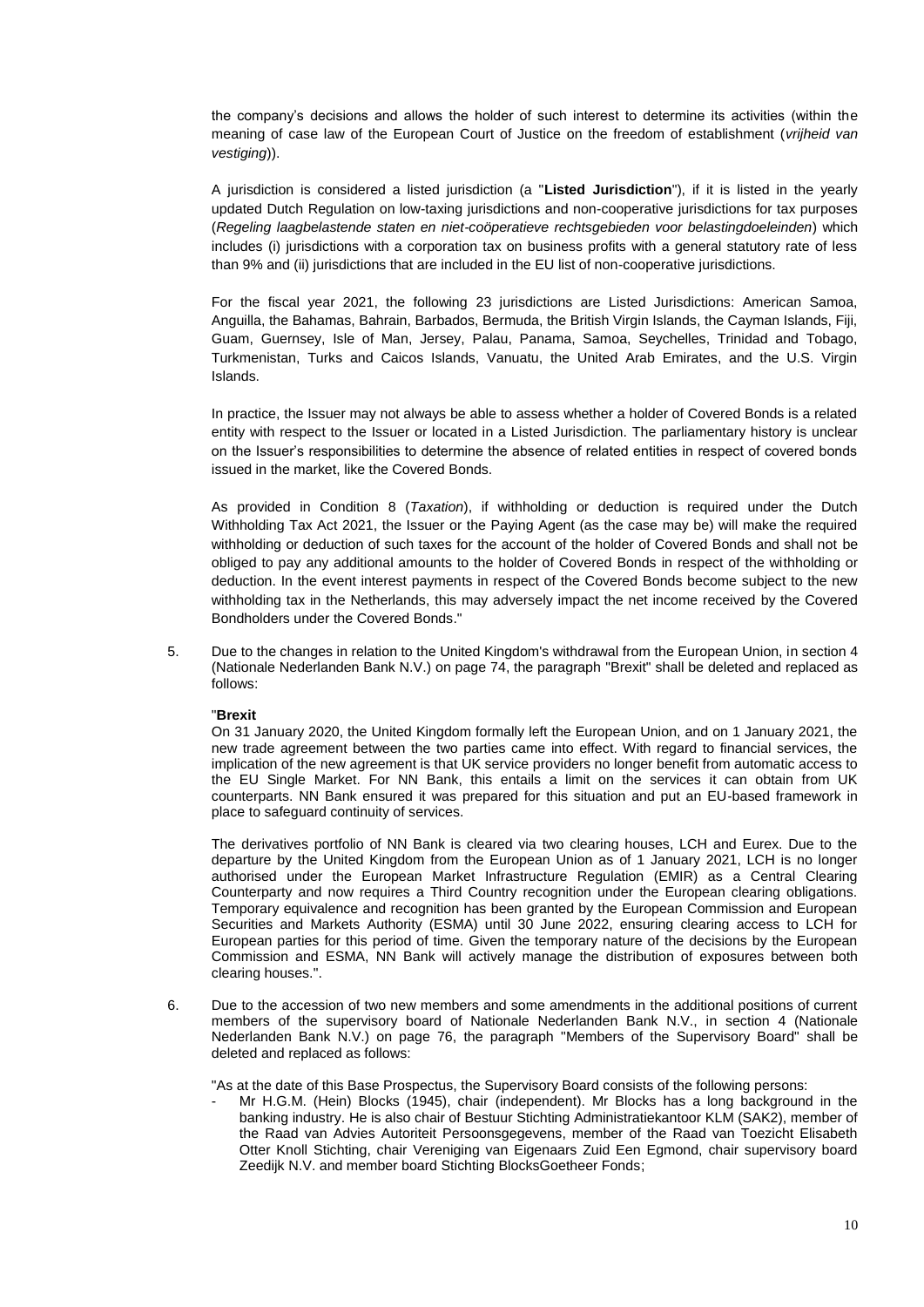the company's decisions and allows the holder of such interest to determine its activities (within the meaning of case law of the European Court of Justice on the freedom of establishment (*vrijheid van vestiging*)).

A jurisdiction is considered a listed jurisdiction (a "**Listed Jurisdiction**"), if it is listed in the yearly updated Dutch Regulation on low-taxing jurisdictions and non-cooperative jurisdictions for tax purposes (*Regeling laagbelastende staten en niet-coöperatieve rechtsgebieden voor belastingdoeleinden*) which includes (i) jurisdictions with a corporation tax on business profits with a general statutory rate of less than 9% and (ii) jurisdictions that are included in the EU list of non-cooperative jurisdictions.

For the fiscal year 2021, the following 23 jurisdictions are Listed Jurisdictions: American Samoa, Anguilla, the Bahamas, Bahrain, Barbados, Bermuda, the British Virgin Islands, the Cayman Islands, Fiji, Guam, Guernsey, Isle of Man, Jersey, Palau, Panama, Samoa, Seychelles, Trinidad and Tobago, Turkmenistan, Turks and Caicos Islands, Vanuatu, the United Arab Emirates, and the U.S. Virgin Islands.

In practice, the Issuer may not always be able to assess whether a holder of Covered Bonds is a related entity with respect to the Issuer or located in a Listed Jurisdiction. The parliamentary history is unclear on the Issuer's responsibilities to determine the absence of related entities in respect of covered bonds issued in the market, like the Covered Bonds.

As provided in Condition 8 (*Taxation*), if withholding or deduction is required under the Dutch Withholding Tax Act 2021, the Issuer or the Paying Agent (as the case may be) will make the required withholding or deduction of such taxes for the account of the holder of Covered Bonds and shall not be obliged to pay any additional amounts to the holder of Covered Bonds in respect of the withholding or deduction. In the event interest payments in respect of the Covered Bonds become subject to the new withholding tax in the Netherlands, this may adversely impact the net income received by the Covered Bondholders under the Covered Bonds."

5. Due to the changes in relation to the United Kingdom's withdrawal from the European Union, in section 4 (Nationale Nederlanden Bank N.V.) on page 74, the paragraph "Brexit" shall be deleted and replaced as follows:

"**Brexit**
On 31 January 2020, the United Kingdom formally left the European Union, and on 1 January 2021, the new trade agreement between the two parties came into effect. With regard to financial services, the implication of the new agreement is that UK service providers no longer benefit from automatic access to the EU Single Market. For NN Bank, this entails a limit on the services it can obtain from UK counterparts. NN Bank ensured it was prepared for this situation and put an EU-based framework in place to safeguard continuity of services.

The derivatives portfolio of NN Bank is cleared via two clearing houses, LCH and Eurex. Due to the departure by the United Kingdom from the European Union as of 1 January 2021, LCH is no longer authorised under the European Market Infrastructure Regulation (EMIR) as a Central Clearing Counterparty and now requires a Third Country recognition under the European clearing obligations. Temporary equivalence and recognition has been granted by the European Commission and European Securities and Markets Authority (ESMA) until 30 June 2022, ensuring clearing access to LCH for European parties for this period of time. Given the temporary nature of the decisions by the European Commission and ESMA, NN Bank will actively manage the distribution of exposures between both clearing houses.".

6. Due to the accession of two new members and some amendments in the additional positions of current members of the supervisory board of Nationale Nederlanden Bank N.V., in section 4 (Nationale Nederlanden Bank N.V.) on page 76, the paragraph "Members of the Supervisory Board" shall be deleted and replaced as follows:

"As at the date of this Base Prospectus, the Supervisory Board consists of the following persons:

- Mr H.G.M. (Hein) Blocks (1945), chair (independent). Mr Blocks has a long background in the banking industry. He is also chair of Bestuur Stichting Administratiekantoor KLM (SAK2), member of the Raad van Advies Autoriteit Persoonsgegevens, member of the Raad van Toezicht Elisabeth Otter Knoll Stichting, chair Vereniging van Eigenaars Zuid Een Egmond, chair supervisory board Zeedijk N.V. and member board Stichting BlocksGoetheer Fonds;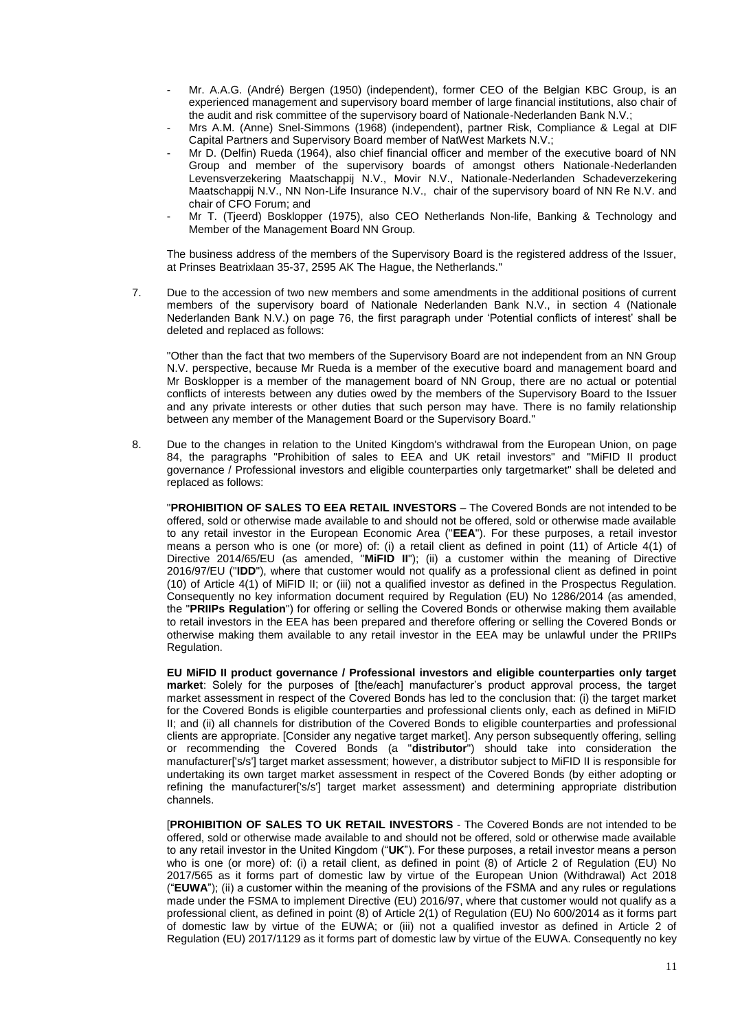- Mr. A.A.G. (André) Bergen (1950) (independent), former CEO of the Belgian KBC Group, is an experienced management and supervisory board member of large financial institutions, also chair of the audit and risk committee of the supervisory board of Nationale-Nederlanden Bank N.V.;
- Mrs A.M. (Anne) Snel-Simmons (1968) (independent), partner Risk, Compliance & Legal at DIF Capital Partners and Supervisory Board member of NatWest Markets N.V.;
- Mr D. (Delfin) Rueda (1964), also chief financial officer and member of the executive board of NN Group and member of the supervisory boards of amongst others Nationale-Nederlanden Levensverzekering Maatschappij N.V., Movir N.V., Nationale-Nederlanden Schadeverzekering Maatschappij N.V., NN Non-Life Insurance N.V., chair of the supervisory board of NN Re N.V. and chair of CFO Forum; and
- Mr T. (Tjeerd) Bosklopper (1975), also CEO Netherlands Non-life, Banking & Technology and Member of the Management Board NN Group.

The business address of the members of the Supervisory Board is the registered address of the Issuer, at Prinses Beatrixlaan 35-37, 2595 AK The Hague, the Netherlands."

7. Due to the accession of two new members and some amendments in the additional positions of current members of the supervisory board of Nationale Nederlanden Bank N.V., in section 4 (Nationale Nederlanden Bank N.V.) on page 76, the first paragraph under 'Potential conflicts of interest' shall be deleted and replaced as follows:

   "Other than the fact that two members of the Supervisory Board are not independent from an NN Group N.V. perspective, because Mr Rueda is a member of the executive board and management board and Mr Bosklopper is a member of the management board of NN Group, there are no actual or potential conflicts of interests between any duties owed by the members of the Supervisory Board to the Issuer and any private interests or other duties that such person may have. There is no family relationship between any member of the Management Board or the Supervisory Board."

8. Due to the changes in relation to the United Kingdom's withdrawal from the European Union, on page 84, the paragraphs "Prohibition of sales to EEA and UK retail investors" and "MiFID II product governance / Professional investors and eligible counterparties only targetmarket" shall be deleted and replaced as follows:

   "**PROHIBITION OF SALES TO EEA RETAIL INVESTORS** – The Covered Bonds are not intended to be offered, sold or otherwise made available to and should not be offered, sold or otherwise made available to any retail investor in the European Economic Area ("**EEA**"). For these purposes, a retail investor means a person who is one (or more) of: (i) a retail client as defined in point (11) of Article 4(1) of Directive 2014/65/EU (as amended, "**MiFID II**"); (ii) a customer within the meaning of Directive 2016/97/EU ("**IDD**"), where that customer would not qualify as a professional client as defined in point (10) of Article 4(1) of MiFID II; or (iii) not a qualified investor as defined in the Prospectus Regulation. Consequently no key information document required by Regulation (EU) No 1286/2014 (as amended, the "**PRIIPs Regulation**") for offering or selling the Covered Bonds or otherwise making them available to retail investors in the EEA has been prepared and therefore offering or selling the Covered Bonds or otherwise making them available to any retail investor in the EEA may be unlawful under the PRIIPs Regulation.

   **EU MiFID II product governance / Professional investors and eligible counterparties only target market**: Solely for the purposes of [the/each] manufacturer's product approval process, the target market assessment in respect of the Covered Bonds has led to the conclusion that: (i) the target market for the Covered Bonds is eligible counterparties and professional clients only, each as defined in MiFID II; and (ii) all channels for distribution of the Covered Bonds to eligible counterparties and professional clients are appropriate. [Consider any negative target market]. Any person subsequently offering, selling or recommending the Covered Bonds (a "**distributor**") should take into consideration the manufacturer['s/s'] target market assessment; however, a distributor subject to MiFID II is responsible for undertaking its own target market assessment in respect of the Covered Bonds (by either adopting or refining the manufacturer['s/s'] target market assessment) and determining appropriate distribution channels.

   [**PROHIBITION OF SALES TO UK RETAIL INVESTORS** - The Covered Bonds are not intended to be offered, sold or otherwise made available to and should not be offered, sold or otherwise made available to any retail investor in the United Kingdom ("**UK**"). For these purposes, a retail investor means a person who is one (or more) of: (i) a retail client, as defined in point (8) of Article 2 of Regulation (EU) No 2017/565 as it forms part of domestic law by virtue of the European Union (Withdrawal) Act 2018 ("**EUWA**"); (ii) a customer within the meaning of the provisions of the FSMA and any rules or regulations made under the FSMA to implement Directive (EU) 2016/97, where that customer would not qualify as a professional client, as defined in point (8) of Article 2(1) of Regulation (EU) No 600/2014 as it forms part of domestic law by virtue of the EUWA; or (iii) not a qualified investor as defined in Article 2 of Regulation (EU) 2017/1129 as it forms part of domestic law by virtue of the EUWA. Consequently no key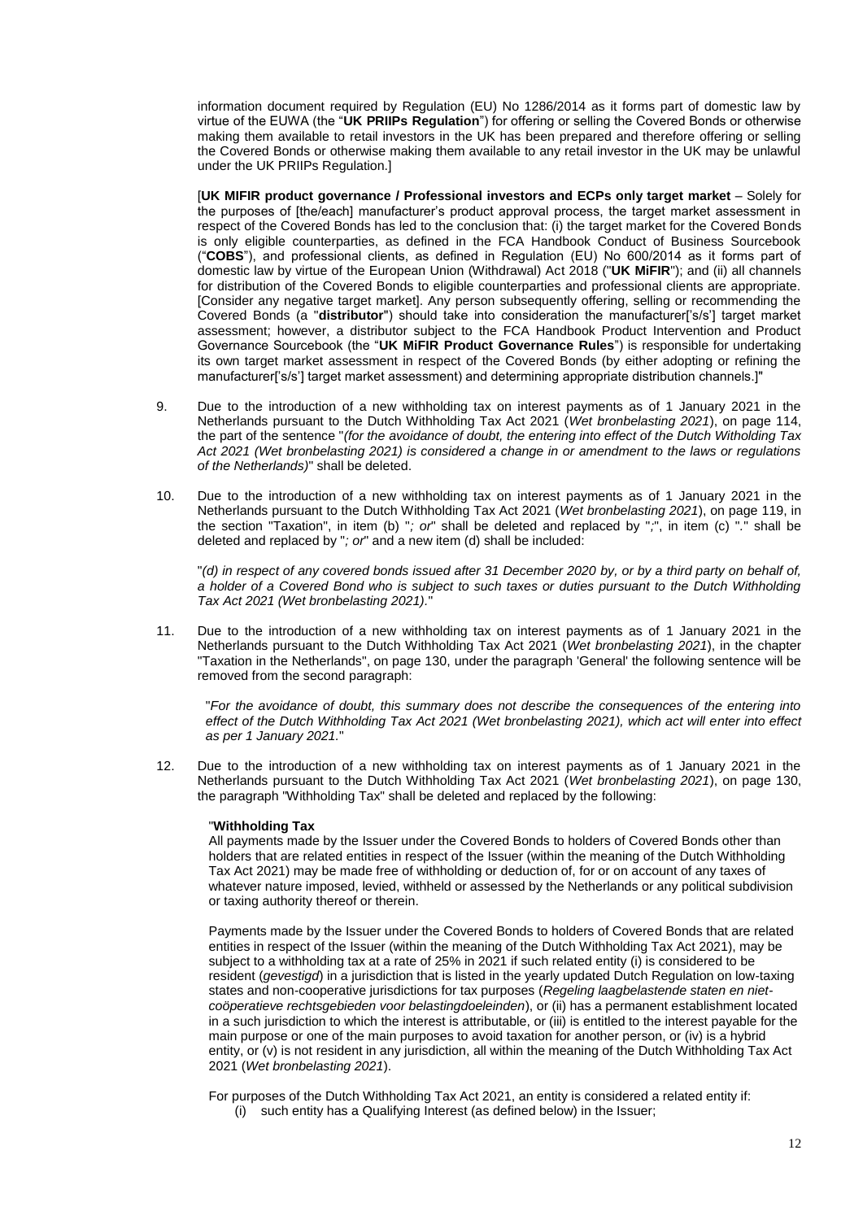information document required by Regulation (EU) No 1286/2014 as it forms part of domestic law by virtue of the EUWA (the "**UK PRIIPs Regulation**") for offering or selling the Covered Bonds or otherwise making them available to retail investors in the UK has been prepared and therefore offering or selling the Covered Bonds or otherwise making them available to any retail investor in the UK may be unlawful under the UK PRIIPs Regulation.]

[**UK MIFIR product governance / Professional investors and ECPs only target market** – Solely for the purposes of [the/each] manufacturer's product approval process, the target market assessment in respect of the Covered Bonds has led to the conclusion that: (i) the target market for the Covered Bonds is only eligible counterparties, as defined in the FCA Handbook Conduct of Business Sourcebook ("**COBS**"), and professional clients, as defined in Regulation (EU) No 600/2014 as it forms part of domestic law by virtue of the European Union (Withdrawal) Act 2018 ("**UK MiFIR**"); and (ii) all channels for distribution of the Covered Bonds to eligible counterparties and professional clients are appropriate. [Consider any negative target market]. Any person subsequently offering, selling or recommending the Covered Bonds (a "**distributor**") should take into consideration the manufacturer['s/s'] target market assessment; however, a distributor subject to the FCA Handbook Product Intervention and Product Governance Sourcebook (the "**UK MiFIR Product Governance Rules**") is responsible for undertaking its own target market assessment in respect of the Covered Bonds (by either adopting or refining the manufacturer['s/s'] target market assessment) and determining appropriate distribution channels.]"

9. Due to the introduction of a new withholding tax on interest payments as of 1 January 2021 in the Netherlands pursuant to the Dutch Withholding Tax Act 2021 (*Wet bronbelasting 2021*), on page 114, the part of the sentence "*(for the avoidance of doubt, the entering into effect of the Dutch Witholding Tax Act 2021 (Wet bronbelasting 2021) is considered a change in or amendment to the laws or regulations of the Netherlands)*" shall be deleted.

10. Due to the introduction of a new withholding tax on interest payments as of 1 January 2021 in the Netherlands pursuant to the Dutch Withholding Tax Act 2021 (*Wet bronbelasting 2021*), on page 119, in the section "Taxation", in item (b) "*; or*" shall be deleted and replaced by "*;*", in item (c) "." shall be deleted and replaced by "*; or*" and a new item (d) shall be included:

    "*(d) in respect of any covered bonds issued after 31 December 2020 by, or by a third party on behalf of, a holder of a Covered Bond who is subject to such taxes or duties pursuant to the Dutch Withholding Tax Act 2021 (Wet bronbelasting 2021).*"

11. Due to the introduction of a new withholding tax on interest payments as of 1 January 2021 in the Netherlands pursuant to the Dutch Withholding Tax Act 2021 (*Wet bronbelasting 2021*), in the chapter "Taxation in the Netherlands", on page 130, under the paragraph 'General' the following sentence will be removed from the second paragraph:

    "*For the avoidance of doubt, this summary does not describe the consequences of the entering into effect of the Dutch Withholding Tax Act 2021 (Wet bronbelasting 2021), which act will enter into effect as per 1 January 2021.*"

12. Due to the introduction of a new withholding tax on interest payments as of 1 January 2021 in the Netherlands pursuant to the Dutch Withholding Tax Act 2021 (*Wet bronbelasting 2021*), on page 130, the paragraph "Withholding Tax" shall be deleted and replaced by the following:

    "**Withholding Tax**
    All payments made by the Issuer under the Covered Bonds to holders of Covered Bonds other than holders that are related entities in respect of the Issuer (within the meaning of the Dutch Withholding Tax Act 2021) may be made free of withholding or deduction of, for or on account of any taxes of whatever nature imposed, levied, withheld or assessed by the Netherlands or any political subdivision or taxing authority thereof or therein.

    Payments made by the Issuer under the Covered Bonds to holders of Covered Bonds that are related entities in respect of the Issuer (within the meaning of the Dutch Withholding Tax Act 2021), may be subject to a withholding tax at a rate of 25% in 2021 if such related entity (i) is considered to be resident (*gevestigd*) in a jurisdiction that is listed in the yearly updated Dutch Regulation on low-taxing states and non-cooperative jurisdictions for tax purposes (*Regeling laagbelastende staten en niet-coöperatieve rechtsgebieden voor belastingdoeleinden*), or (ii) has a permanent establishment located in a such jurisdiction to which the interest is attributable, or (iii) is entitled to the interest payable for the main purpose or one of the main purposes to avoid taxation for another person, or (iv) is a hybrid entity, or (v) is not resident in any jurisdiction, all within the meaning of the Dutch Withholding Tax Act 2021 (*Wet bronbelasting 2021*).

    For purposes of the Dutch Withholding Tax Act 2021, an entity is considered a related entity if:

    (i) such entity has a Qualifying Interest (as defined below) in the Issuer;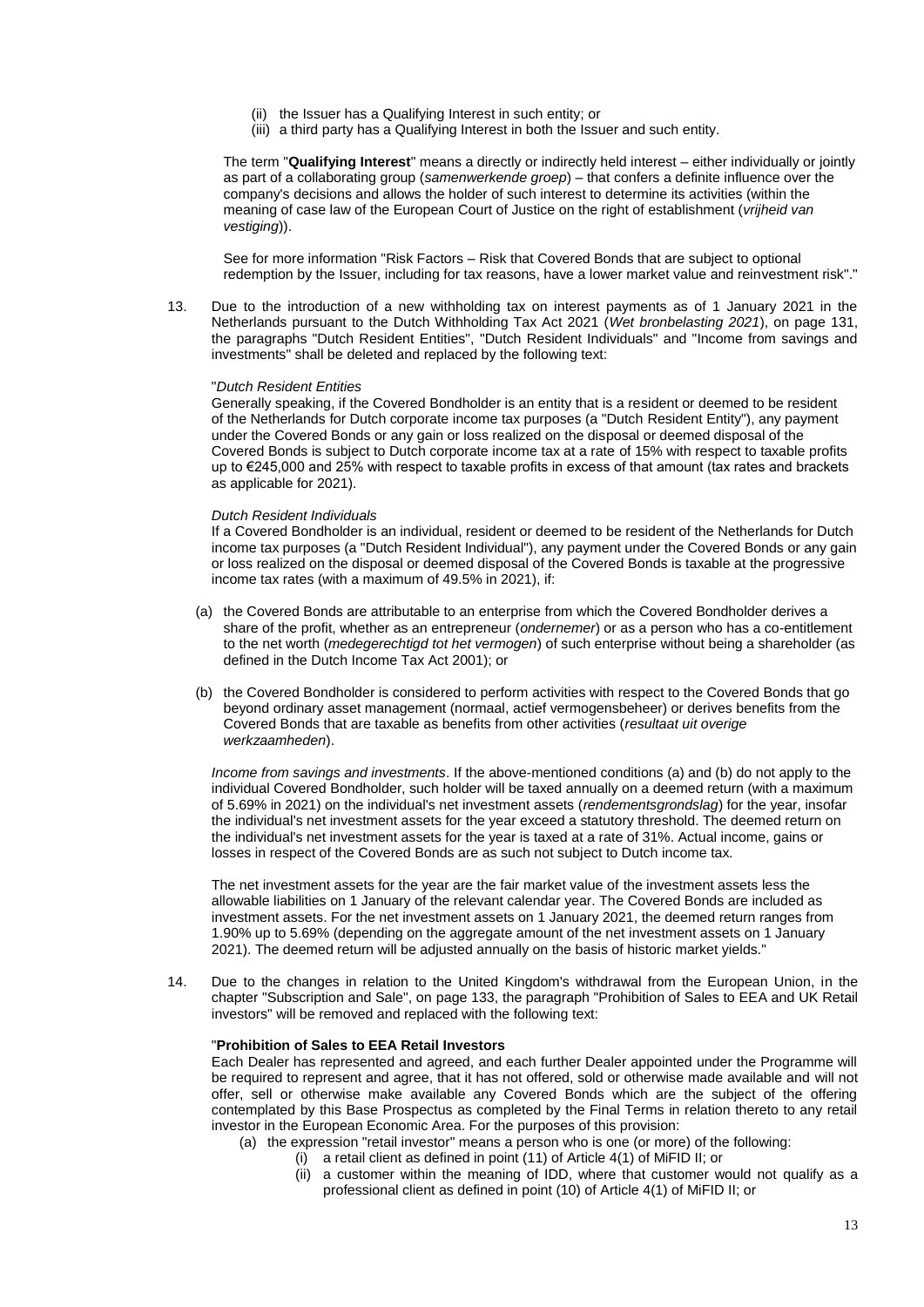(ii) the Issuer has a Qualifying Interest in such entity; or
(iii) a third party has a Qualifying Interest in both the Issuer and such entity.

The term "**Qualifying Interest**" means a directly or indirectly held interest – either individually or jointly as part of a collaborating group (*samenwerkende groep*) – that confers a definite influence over the company's decisions and allows the holder of such interest to determine its activities (within the meaning of case law of the European Court of Justice on the right of establishment (*vrijheid van vestiging*)).

See for more information "Risk Factors – Risk that Covered Bonds that are subject to optional redemption by the Issuer, including for tax reasons, have a lower market value and reinvestment risk"."

13. Due to the introduction of a new withholding tax on interest payments as of 1 January 2021 in the Netherlands pursuant to the Dutch Withholding Tax Act 2021 (*Wet bronbelasting 2021*), on page 131, the paragraphs "Dutch Resident Entities", "Dutch Resident Individuals" and "Income from savings and investments" shall be deleted and replaced by the following text:

"*Dutch Resident Entities*
Generally speaking, if the Covered Bondholder is an entity that is a resident or deemed to be resident of the Netherlands for Dutch corporate income tax purposes (a "Dutch Resident Entity"), any payment under the Covered Bonds or any gain or loss realized on the disposal or deemed disposal of the Covered Bonds is subject to Dutch corporate income tax at a rate of 15% with respect to taxable profits up to €245,000 and 25% with respect to taxable profits in excess of that amount (tax rates and brackets as applicable for 2021).

*Dutch Resident Individuals*
If a Covered Bondholder is an individual, resident or deemed to be resident of the Netherlands for Dutch income tax purposes (a "Dutch Resident Individual"), any payment under the Covered Bonds or any gain or loss realized on the disposal or deemed disposal of the Covered Bonds is taxable at the progressive income tax rates (with a maximum of 49.5% in 2021), if:

(a) the Covered Bonds are attributable to an enterprise from which the Covered Bondholder derives a share of the profit, whether as an entrepreneur (*ondernemer*) or as a person who has a co-entitlement to the net worth (*medegerechtigd tot het vermogen*) of such enterprise without being a shareholder (as defined in the Dutch Income Tax Act 2001); or

(b) the Covered Bondholder is considered to perform activities with respect to the Covered Bonds that go beyond ordinary asset management (normaal, actief vermogensbeheer) or derives benefits from the Covered Bonds that are taxable as benefits from other activities (*resultaat uit overige werkzaamheden*).

*Income from savings and investments*. If the above-mentioned conditions (a) and (b) do not apply to the individual Covered Bondholder, such holder will be taxed annually on a deemed return (with a maximum of 5.69% in 2021) on the individual's net investment assets (*rendementsgrondslag*) for the year, insofar the individual's net investment assets for the year exceed a statutory threshold. The deemed return on the individual's net investment assets for the year is taxed at a rate of 31%. Actual income, gains or losses in respect of the Covered Bonds are as such not subject to Dutch income tax.

The net investment assets for the year are the fair market value of the investment assets less the allowable liabilities on 1 January of the relevant calendar year. The Covered Bonds are included as investment assets. For the net investment assets on 1 January 2021, the deemed return ranges from 1.90% up to 5.69% (depending on the aggregate amount of the net investment assets on 1 January 2021). The deemed return will be adjusted annually on the basis of historic market yields."

14. Due to the changes in relation to the United Kingdom's withdrawal from the European Union, in the chapter "Subscription and Sale", on page 133, the paragraph "Prohibition of Sales to EEA and UK Retail investors" will be removed and replaced with the following text:

"**Prohibition of Sales to EEA Retail Investors**
Each Dealer has represented and agreed, and each further Dealer appointed under the Programme will be required to represent and agree, that it has not offered, sold or otherwise made available and will not offer, sell or otherwise make available any Covered Bonds which are the subject of the offering contemplated by this Base Prospectus as completed by the Final Terms in relation thereto to any retail investor in the European Economic Area. For the purposes of this provision:

(a) the expression "retail investor" means a person who is one (or more) of the following:
   (i) a retail client as defined in point (11) of Article 4(1) of MiFID II; or
   (ii) a customer within the meaning of IDD, where that customer would not qualify as a professional client as defined in point (10) of Article 4(1) of MiFID II; or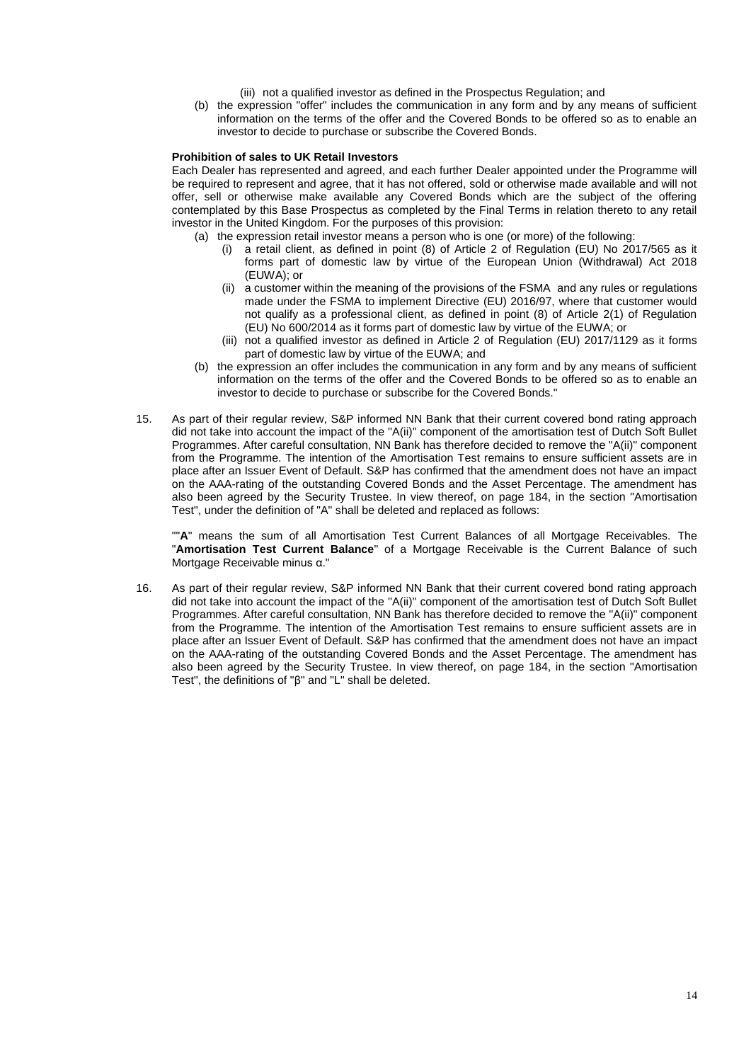(iii) not a qualified investor as defined in the Prospectus Regulation; and

(b) the expression "offer" includes the communication in any form and by any means of sufficient information on the terms of the offer and the Covered Bonds to be offered so as to enable an investor to decide to purchase or subscribe the Covered Bonds.

**Prohibition of sales to UK Retail Investors**

Each Dealer has represented and agreed, and each further Dealer appointed under the Programme will be required to represent and agree, that it has not offered, sold or otherwise made available and will not offer, sell or otherwise make available any Covered Bonds which are the subject of the offering contemplated by this Base Prospectus as completed by the Final Terms in relation thereto to any retail investor in the United Kingdom. For the purposes of this provision:

(a) the expression retail investor means a person who is one (or more) of the following:

(i) a retail client, as defined in point (8) of Article 2 of Regulation (EU) No 2017/565 as it forms part of domestic law by virtue of the European Union (Withdrawal) Act 2018 (EUWA); or

(ii) a customer within the meaning of the provisions of the FSMA and any rules or regulations made under the FSMA to implement Directive (EU) 2016/97, where that customer would not qualify as a professional client, as defined in point (8) of Article 2(1) of Regulation (EU) No 600/2014 as it forms part of domestic law by virtue of the EUWA; or

(iii) not a qualified investor as defined in Article 2 of Regulation (EU) 2017/1129 as it forms part of domestic law by virtue of the EUWA; and

(b) the expression an offer includes the communication in any form and by any means of sufficient information on the terms of the offer and the Covered Bonds to be offered so as to enable an investor to decide to purchase or subscribe for the Covered Bonds."

15. As part of their regular review, S&P informed NN Bank that their current covered bond rating approach did not take into account the impact of the "A(ii)" component of the amortisation test of Dutch Soft Bullet Programmes. After careful consultation, NN Bank has therefore decided to remove the "A(ii)" component from the Programme. The intention of the Amortisation Test remains to ensure sufficient assets are in place after an Issuer Event of Default. S&P has confirmed that the amendment does not have an impact on the AAA-rating of the outstanding Covered Bonds and the Asset Percentage. The amendment has also been agreed by the Security Trustee. In view thereof, on page 184, in the section "Amortisation Test", under the definition of "A" shall be deleted and replaced as follows:

""**A**" means the sum of all Amortisation Test Current Balances of all Mortgage Receivables. The "**Amortisation Test Current Balance**" of a Mortgage Receivable is the Current Balance of such Mortgage Receivable minus α."

16. As part of their regular review, S&P informed NN Bank that their current covered bond rating approach did not take into account the impact of the "A(ii)" component of the amortisation test of Dutch Soft Bullet Programmes. After careful consultation, NN Bank has therefore decided to remove the "A(ii)" component from the Programme. The intention of the Amortisation Test remains to ensure sufficient assets are in place after an Issuer Event of Default. S&P has confirmed that the amendment does not have an impact on the AAA-rating of the outstanding Covered Bonds and the Asset Percentage. The amendment has also been agreed by the Security Trustee. In view thereof, on page 184, in the section "Amortisation Test", the definitions of "β" and "L" shall be deleted.